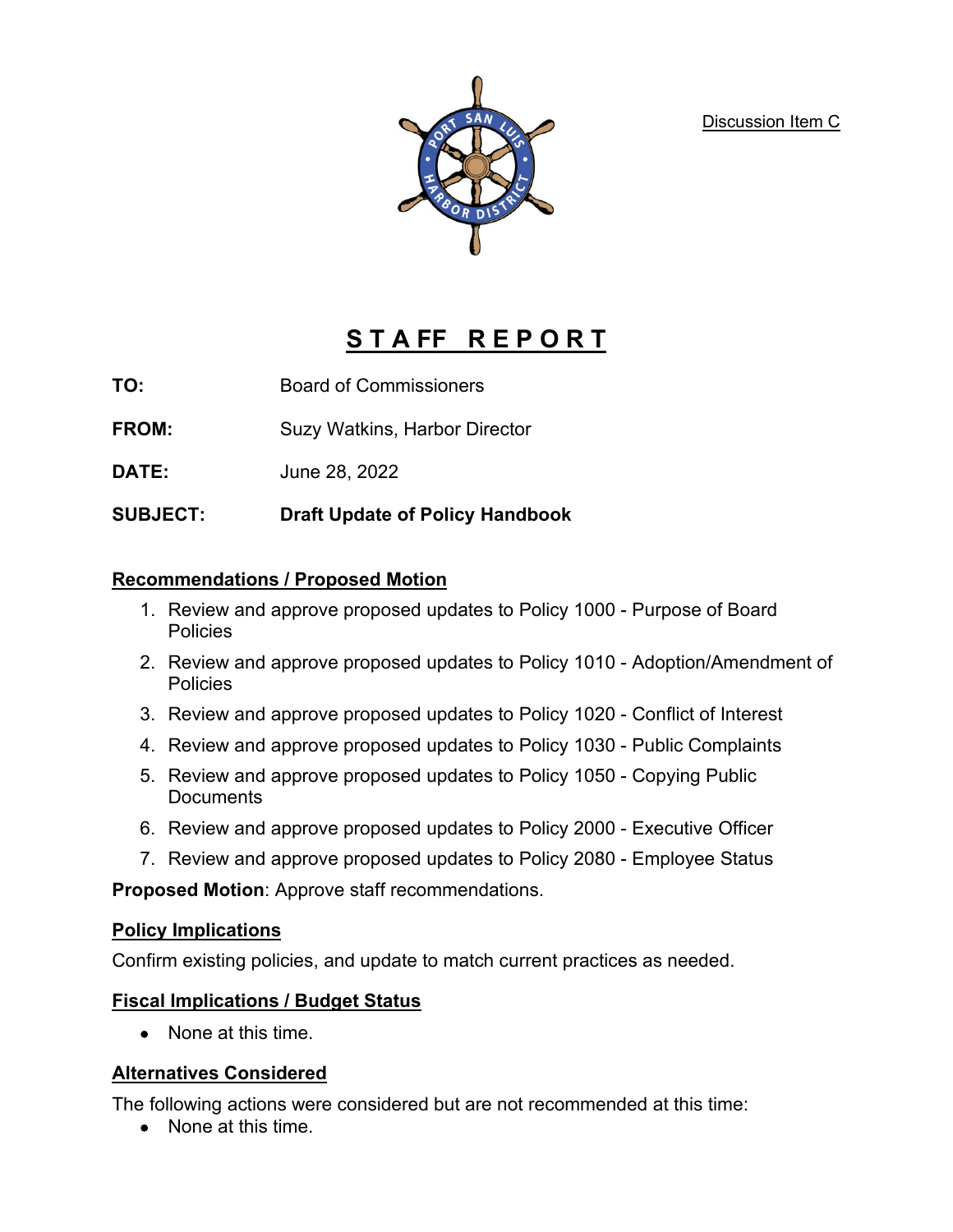Discussion Item C

# STAFF REPORT

**TO:** Board of Commissioners

**FROM:** Suzy Watkins, Harbor Director

**DATE:** June 28, 2022

**SUBJECT:** **Draft Update of Policy Handbook**

## Recommendations / Proposed Motion

1. Review and approve proposed updates to Policy 1000 - Purpose of Board Policies
2. Review and approve proposed updates to Policy 1010 - Adoption/Amendment of Policies
3. Review and approve proposed updates to Policy 1020 - Conflict of Interest
4. Review and approve proposed updates to Policy 1030 - Public Complaints
5. Review and approve proposed updates to Policy 1050 - Copying Public Documents
6. Review and approve proposed updates to Policy 2000 - Executive Officer
7. Review and approve proposed updates to Policy 2080 - Employee Status

**Proposed Motion**: Approve staff recommendations.

## Policy Implications

Confirm existing policies, and update to match current practices as needed.

## Fiscal Implications / Budget Status

- None at this time.

## Alternatives Considered

The following actions were considered but are not recommended at this time:

- None at this time.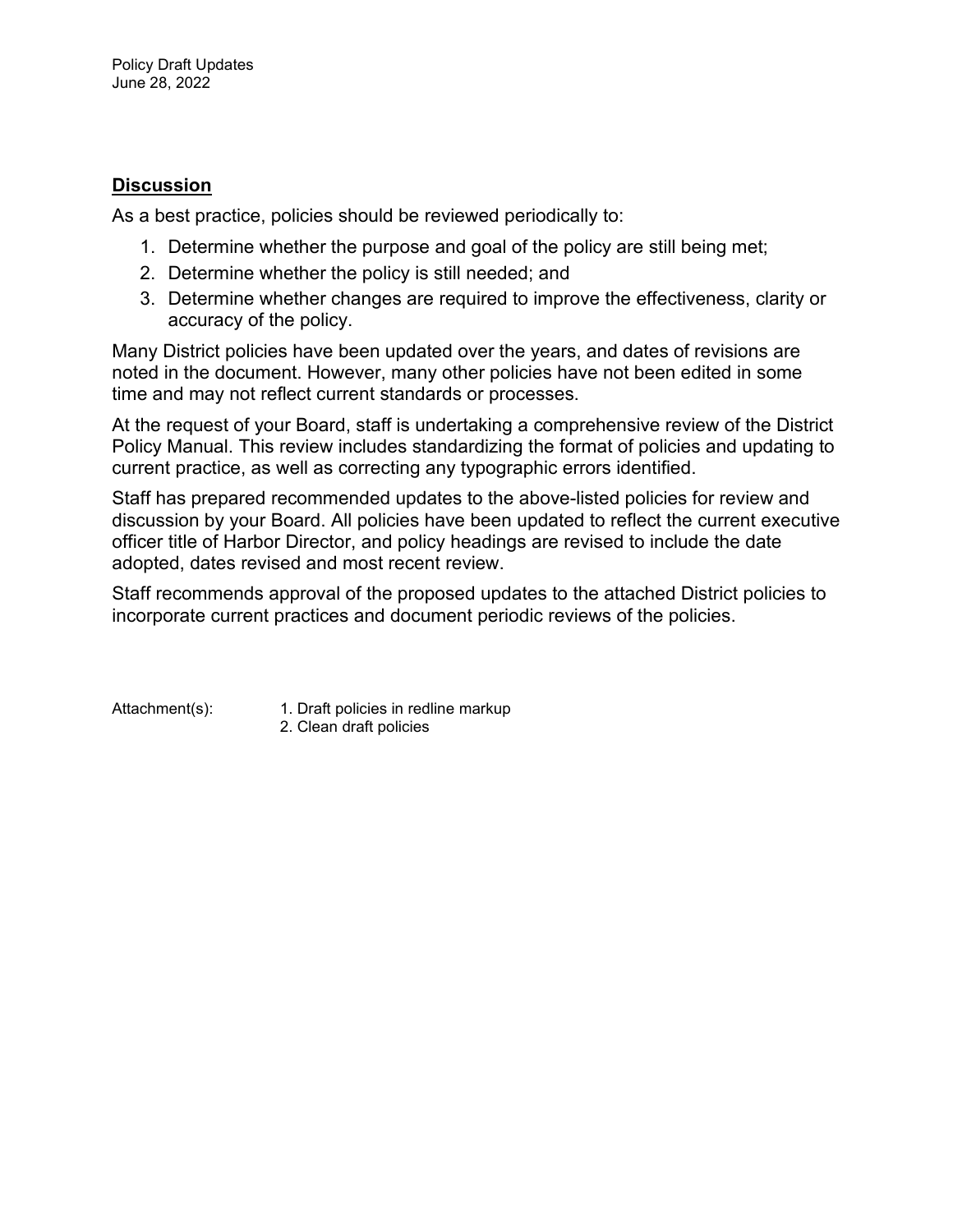## Discussion

As a best practice, policies should be reviewed periodically to:

1. Determine whether the purpose and goal of the policy are still being met;
2. Determine whether the policy is still needed; and
3. Determine whether changes are required to improve the effectiveness, clarity or accuracy of the policy.

Many District policies have been updated over the years, and dates of revisions are noted in the document. However, many other policies have not been edited in some time and may not reflect current standards or processes.

At the request of your Board, staff is undertaking a comprehensive review of the District Policy Manual. This review includes standardizing the format of policies and updating to current practice, as well as correcting any typographic errors identified.

Staff has prepared recommended updates to the above-listed policies for review and discussion by your Board. All policies have been updated to reflect the current executive officer title of Harbor Director, and policy headings are revised to include the date adopted, dates revised and most recent review.

Staff recommends approval of the proposed updates to the attached District policies to incorporate current practices and document periodic reviews of the policies.

Attachment(s):
1. Draft policies in redline markup
2. Clean draft policies